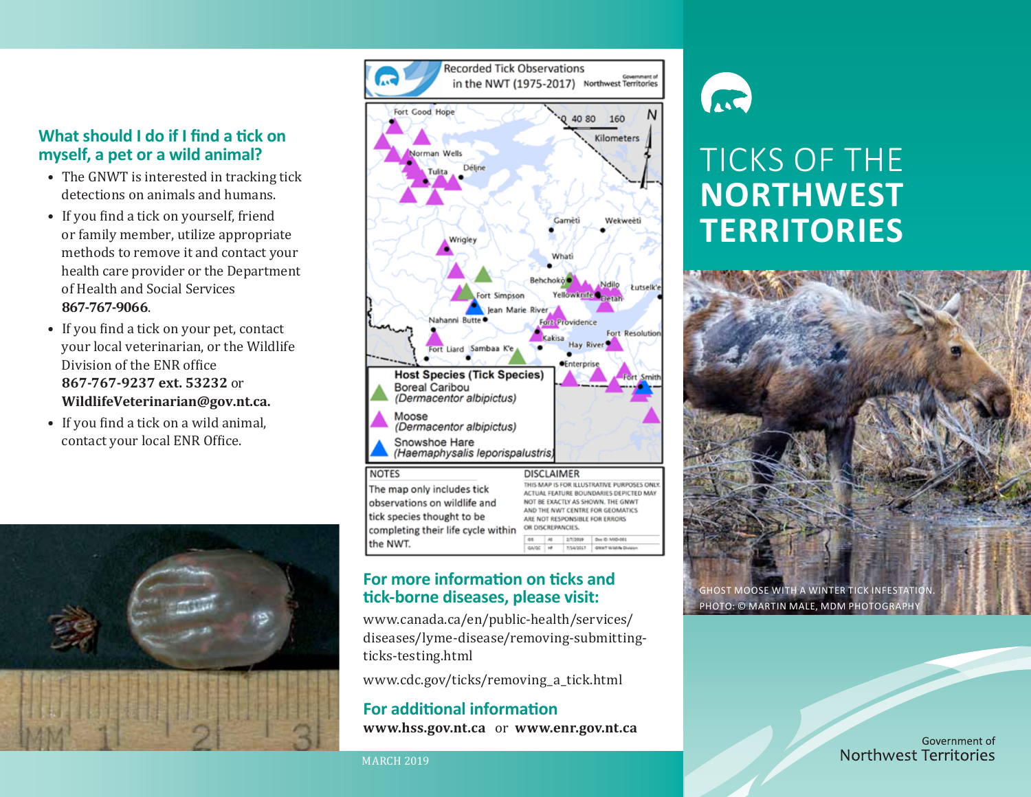## What should I do if I find a tick on myself, a pet or a wild animal?

- The GNWT is interested in tracking tick detections on animals and humans.
- If you find a tick on yourself, friend or family member, utilize appropriate methods to remove it and contact your health care provider or the Department of Health and Social Services **867-767-9066**.
- If you find a tick on your pet, contact your local veterinarian, or the Wildlife Division of the ENR office **867-767-9237 ext. 53232** or **WildlifeVeterinarian@gov.nt.ca.**
- If you find a tick on a wild animal, contact your local ENR Office.

Recorded Tick Observations in the NWT (1975-2017)

Host Species (Tick Species)
- Boreal Caribou (*Dermacentor albipictus*)
- Moose (*Dermacentor albipictus*)
- Snowshoe Hare (*Haemaphysalis leporispalustris*)

NOTES

The map only includes tick observations on wildlife and tick species thought to be completing their life cycle within the NWT.

DISCLAIMER

THIS MAP IS FOR ILLUSTRATIVE PURPOSES ONLY. ACTUAL FEATURE BOUNDARIES DEPICTED MAY NOT BE EXACTLY AS SHOWN. THE GNWT AND THE NWT CENTRE FOR GEOMATICS ARE NOT RESPONSIBLE FOR ERRORS OR DISCREPANCIES.

## For more information on ticks and tick-borne diseases, please visit:

www.canada.ca/en/public-health/services/diseases/lyme-disease/removing-submitting-ticks-testing.html

www.cdc.gov/ticks/removing_a_tick.html

## For additional information

**www.hss.gov.nt.ca** or **www.enr.gov.nt.ca**

MARCH 2019

# TICKS OF THE **NORTHWEST TERRITORIES**

GHOST MOOSE WITH A WINTER TICK INFESTATION. PHOTO: © MARTIN MALE, MDM PHOTOGRAPHY

Government of Northwest Territories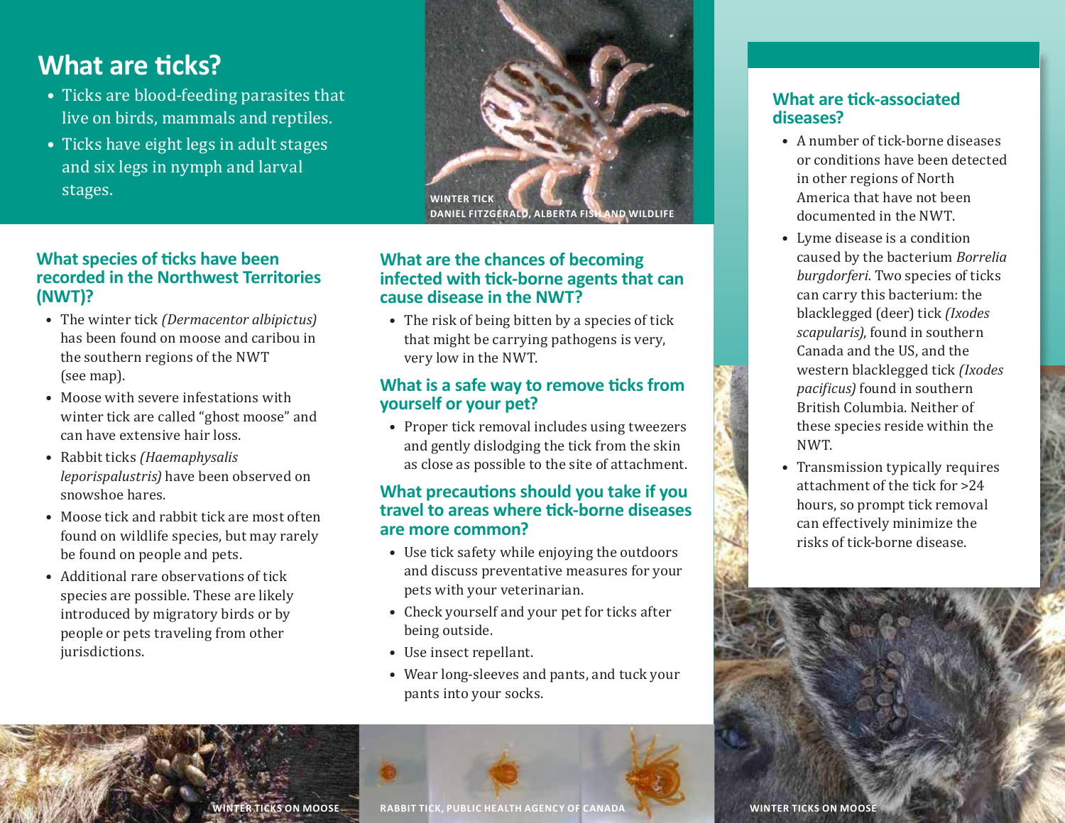# What are ticks?

- Ticks are blood-feeding parasites that live on birds, mammals and reptiles.
- Ticks have eight legs in adult stages and six legs in nymph and larval stages.

WINTER TICK
DANIEL FITZGERALD, ALBERTA FISH AND WILDLIFE

## What species of ticks have been recorded in the Northwest Territories (NWT)?

- The winter tick *(Dermacentor albipictus)* has been found on moose and caribou in the southern regions of the NWT (see map).
- Moose with severe infestations with winter tick are called "ghost moose" and can have extensive hair loss.
- Rabbit ticks *(Haemaphysalis leporispalustris)* have been observed on snowshoe hares.
- Moose tick and rabbit tick are most often found on wildlife species, but may rarely be found on people and pets.
- Additional rare observations of tick species are possible. These are likely introduced by migratory birds or by people or pets traveling from other jurisdictions.

## What are the chances of becoming infected with tick-borne agents that can cause disease in the NWT?

- The risk of being bitten by a species of tick that might be carrying pathogens is very, very low in the NWT.

## What is a safe way to remove ticks from yourself or your pet?

- Proper tick removal includes using tweezers and gently dislodging the tick from the skin as close as possible to the site of attachment.

## What precautions should you take if you travel to areas where tick-borne diseases are more common?

- Use tick safety while enjoying the outdoors and discuss preventative measures for your pets with your veterinarian.
- Check yourself and your pet for ticks after being outside.
- Use insect repellant.
- Wear long-sleeves and pants, and tuck your pants into your socks.

## What are tick-associated diseases?

- A number of tick-borne diseases or conditions have been detected in other regions of North America that have not been documented in the NWT.
- Lyme disease is a condition caused by the bacterium *Borrelia burgdorferi*. Two species of ticks can carry this bacterium: the blacklegged (deer) tick *(Ixodes scapularis)*, found in southern Canada and the US, and the western blacklegged tick *(Ixodes pacificus)* found in southern British Columbia. Neither of these species reside within the NWT.
- Transmission typically requires attachment of the tick for >24 hours, so prompt tick removal can effectively minimize the risks of tick-borne disease.

WINTER TICKS ON MOOSE

RABBIT TICK, PUBLIC HEALTH AGENCY OF CANADA

WINTER TICKS ON MOOSE